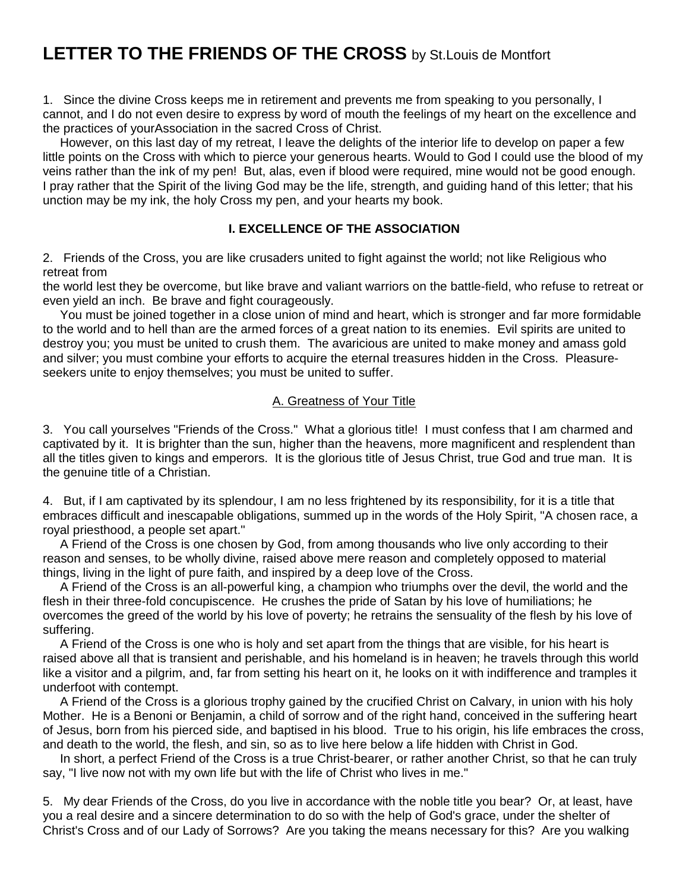# LETTER TO THE FRIENDS OF THE CROSS by St.Louis de Montfort

1. Since the divine Cross keeps me in retirement and prevents me from speaking to you personally, I cannot, and I do not even desire to express by word of mouth the feelings of my heart on the excellence and the practices of yourAssociation in the sacred Cross of Christ.

However, on this last day of my retreat, I leave the delights of the interior life to develop on paper a few little points on the Cross with which to pierce your generous hearts. Would to God I could use the blood of my veins rather than the ink of my pen! But, alas, even if blood were required, mine would not be good enough. I pray rather that the Spirit of the living God may be the life, strength, and guiding hand of this letter; that his unction may be my ink, the holy Cross my pen, and your hearts my book.

### I. EXCELLENCE OF THE ASSOCIATION

2. Friends of the Cross, you are like crusaders united to fight against the world; not like Religious who retreat from
the world lest they be overcome, but like brave and valiant warriors on the battle-field, who refuse to retreat or even yield an inch. Be brave and fight courageously.

You must be joined together in a close union of mind and heart, which is stronger and far more formidable to the world and to hell than are the armed forces of a great nation to its enemies. Evil spirits are united to destroy you; you must be united to crush them. The avaricious are united to make money and amass gold and silver; you must combine your efforts to acquire the eternal treasures hidden in the Cross. Pleasure-seekers unite to enjoy themselves; you must be united to suffer.

#### A. Greatness of Your Title

3. You call yourselves "Friends of the Cross." What a glorious title! I must confess that I am charmed and captivated by it. It is brighter than the sun, higher than the heavens, more magnificent and resplendent than all the titles given to kings and emperors. It is the glorious title of Jesus Christ, true God and true man. It is the genuine title of a Christian.

4. But, if I am captivated by its splendour, I am no less frightened by its responsibility, for it is a title that embraces difficult and inescapable obligations, summed up in the words of the Holy Spirit, "A chosen race, a royal priesthood, a people set apart."

A Friend of the Cross is one chosen by God, from among thousands who live only according to their reason and senses, to be wholly divine, raised above mere reason and completely opposed to material things, living in the light of pure faith, and inspired by a deep love of the Cross.

A Friend of the Cross is an all-powerful king, a champion who triumphs over the devil, the world and the flesh in their three-fold concupiscence. He crushes the pride of Satan by his love of humiliations; he overcomes the greed of the world by his love of poverty; he retrains the sensuality of the flesh by his love of suffering.

A Friend of the Cross is one who is holy and set apart from the things that are visible, for his heart is raised above all that is transient and perishable, and his homeland is in heaven; he travels through this world like a visitor and a pilgrim, and, far from setting his heart on it, he looks on it with indifference and tramples it underfoot with contempt.

A Friend of the Cross is a glorious trophy gained by the crucified Christ on Calvary, in union with his holy Mother. He is a Benoni or Benjamin, a child of sorrow and of the right hand, conceived in the suffering heart of Jesus, born from his pierced side, and baptised in his blood. True to his origin, his life embraces the cross, and death to the world, the flesh, and sin, so as to live here below a life hidden with Christ in God.

In short, a perfect Friend of the Cross is a true Christ-bearer, or rather another Christ, so that he can truly say, "I live now not with my own life but with the life of Christ who lives in me."

5. My dear Friends of the Cross, do you live in accordance with the noble title you bear? Or, at least, have you a real desire and a sincere determination to do so with the help of God's grace, under the shelter of Christ's Cross and of our Lady of Sorrows? Are you taking the means necessary for this? Are you walking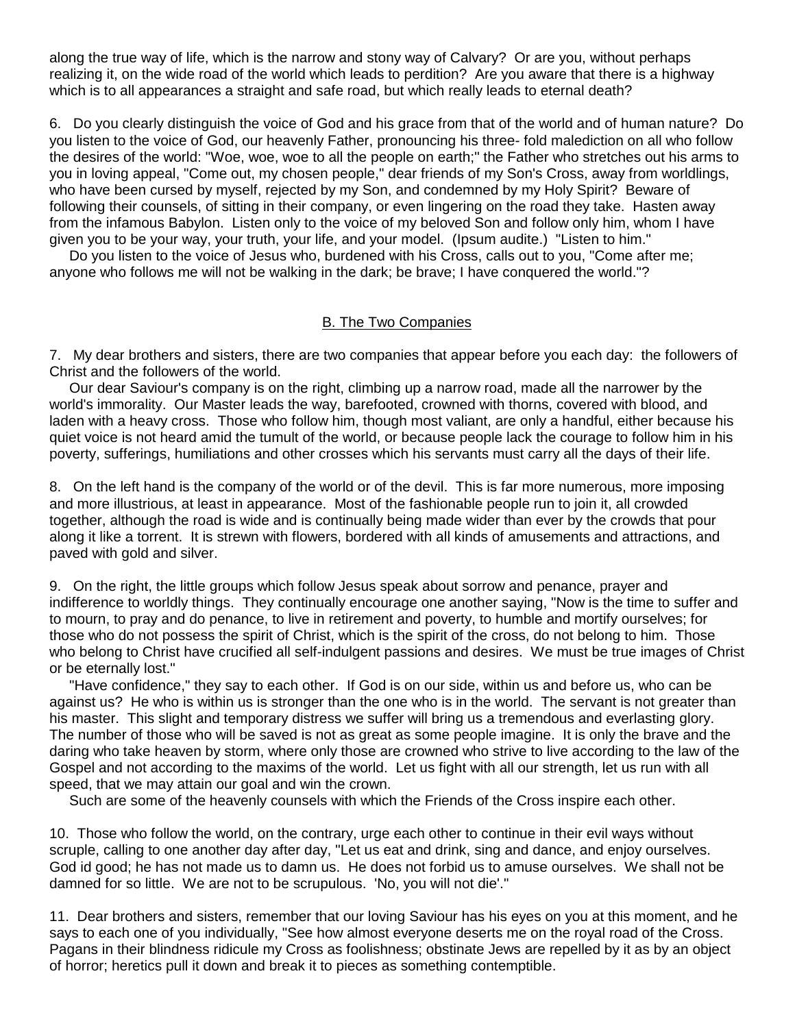along the true way of life, which is the narrow and stony way of Calvary? Or are you, without perhaps realizing it, on the wide road of the world which leads to perdition? Are you aware that there is a highway which is to all appearances a straight and safe road, but which really leads to eternal death?

6. Do you clearly distinguish the voice of God and his grace from that of the world and of human nature? Do you listen to the voice of God, our heavenly Father, pronouncing his three- fold malediction on all who follow the desires of the world: "Woe, woe, woe to all the people on earth;" the Father who stretches out his arms to you in loving appeal, "Come out, my chosen people," dear friends of my Son's Cross, away from worldlings, who have been cursed by myself, rejected by my Son, and condemned by my Holy Spirit? Beware of following their counsels, of sitting in their company, or even lingering on the road they take. Hasten away from the infamous Babylon. Listen only to the voice of my beloved Son and follow only him, whom I have given you to be your way, your truth, your life, and your model. (Ipsum audite.) "Listen to him."

Do you listen to the voice of Jesus who, burdened with his Cross, calls out to you, "Come after me; anyone who follows me will not be walking in the dark; be brave; I have conquered the world."?

## B. The Two Companies

7. My dear brothers and sisters, there are two companies that appear before you each day: the followers of Christ and the followers of the world.

Our dear Saviour's company is on the right, climbing up a narrow road, made all the narrower by the world's immorality. Our Master leads the way, barefooted, crowned with thorns, covered with blood, and laden with a heavy cross. Those who follow him, though most valiant, are only a handful, either because his quiet voice is not heard amid the tumult of the world, or because people lack the courage to follow him in his poverty, sufferings, humiliations and other crosses which his servants must carry all the days of their life.

8. On the left hand is the company of the world or of the devil. This is far more numerous, more imposing and more illustrious, at least in appearance. Most of the fashionable people run to join it, all crowded together, although the road is wide and is continually being made wider than ever by the crowds that pour along it like a torrent. It is strewn with flowers, bordered with all kinds of amusements and attractions, and paved with gold and silver.

9. On the right, the little groups which follow Jesus speak about sorrow and penance, prayer and indifference to worldly things. They continually encourage one another saying, "Now is the time to suffer and to mourn, to pray and do penance, to live in retirement and poverty, to humble and mortify ourselves; for those who do not possess the spirit of Christ, which is the spirit of the cross, do not belong to him. Those who belong to Christ have crucified all self-indulgent passions and desires. We must be true images of Christ or be eternally lost."

"Have confidence," they say to each other. If God is on our side, within us and before us, who can be against us? He who is within us is stronger than the one who is in the world. The servant is not greater than his master. This slight and temporary distress we suffer will bring us a tremendous and everlasting glory. The number of those who will be saved is not as great as some people imagine. It is only the brave and the daring who take heaven by storm, where only those are crowned who strive to live according to the law of the Gospel and not according to the maxims of the world. Let us fight with all our strength, let us run with all speed, that we may attain our goal and win the crown.

Such are some of the heavenly counsels with which the Friends of the Cross inspire each other.

10. Those who follow the world, on the contrary, urge each other to continue in their evil ways without scruple, calling to one another day after day, "Let us eat and drink, sing and dance, and enjoy ourselves. God id good; he has not made us to damn us. He does not forbid us to amuse ourselves. We shall not be damned for so little. We are not to be scrupulous. 'No, you will not die'."

11. Dear brothers and sisters, remember that our loving Saviour has his eyes on you at this moment, and he says to each one of you individually, "See how almost everyone deserts me on the royal road of the Cross. Pagans in their blindness ridicule my Cross as foolishness; obstinate Jews are repelled by it as by an object of horror; heretics pull it down and break it to pieces as something contemptible.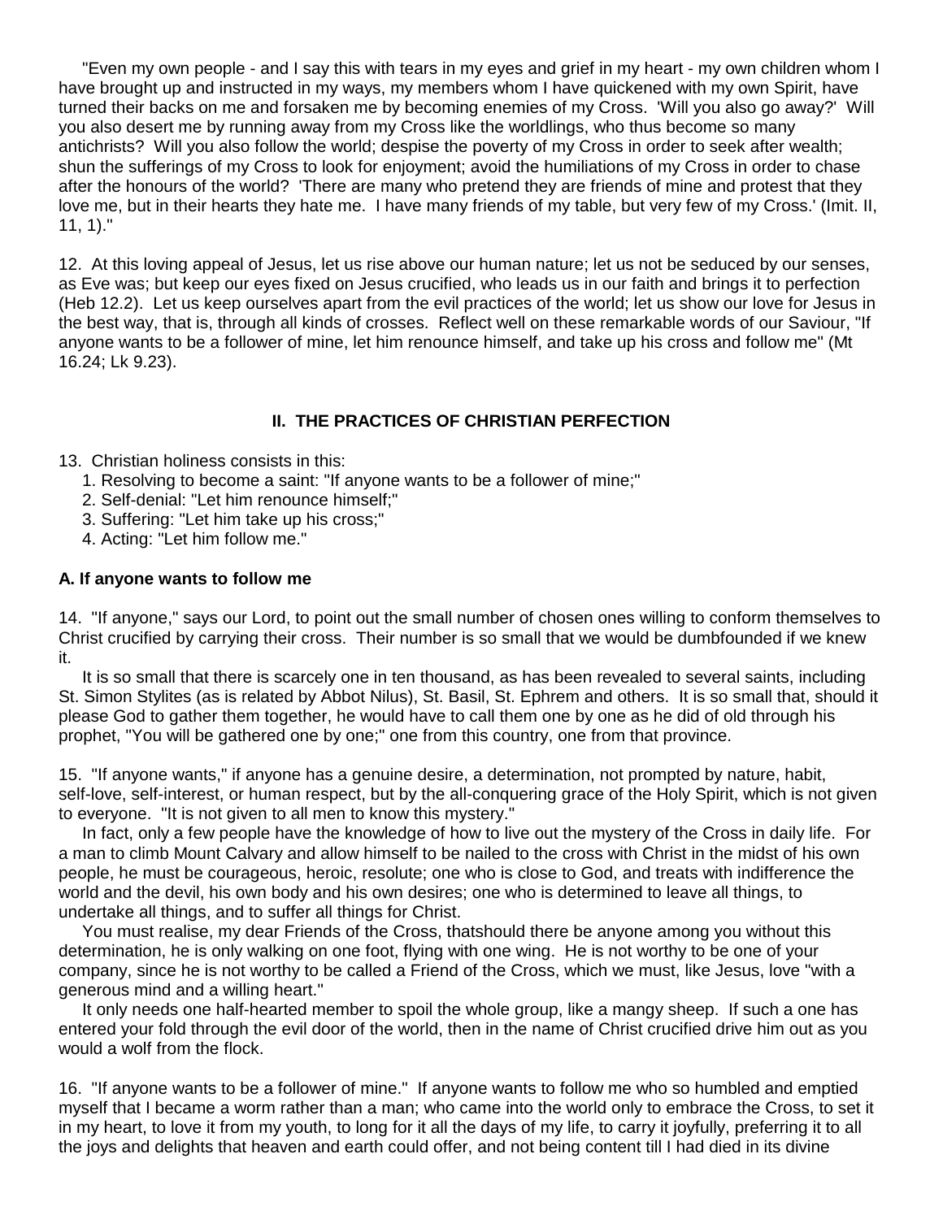"Even my own people - and I say this with tears in my eyes and grief in my heart - my own children whom I have brought up and instructed in my ways, my members whom I have quickened with my own Spirit, have turned their backs on me and forsaken me by becoming enemies of my Cross. 'Will you also go away?' Will you also desert me by running away from my Cross like the worldlings, who thus become so many antichrists? Will you also follow the world; despise the poverty of my Cross in order to seek after wealth; shun the sufferings of my Cross to look for enjoyment; avoid the humiliations of my Cross in order to chase after the honours of the world? 'There are many who pretend they are friends of mine and protest that they love me, but in their hearts they hate me. I have many friends of my table, but very few of my Cross.' (Imit. II, 11, 1)."

12. At this loving appeal of Jesus, let us rise above our human nature; let us not be seduced by our senses, as Eve was; but keep our eyes fixed on Jesus crucified, who leads us in our faith and brings it to perfection (Heb 12.2). Let us keep ourselves apart from the evil practices of the world; let us show our love for Jesus in the best way, that is, through all kinds of crosses. Reflect well on these remarkable words of our Saviour, "If anyone wants to be a follower of mine, let him renounce himself, and take up his cross and follow me" (Mt 16.24; Lk 9.23).

## II. THE PRACTICES OF CHRISTIAN PERFECTION

13. Christian holiness consists in this:

1. Resolving to become a saint: "If anyone wants to be a follower of mine;"
2. Self-denial: "Let him renounce himself;"
3. Suffering: "Let him take up his cross;"
4. Acting: "Let him follow me."

### A. If anyone wants to follow me

14. "If anyone," says our Lord, to point out the small number of chosen ones willing to conform themselves to Christ crucified by carrying their cross. Their number is so small that we would be dumbfounded if we knew it.

It is so small that there is scarcely one in ten thousand, as has been revealed to several saints, including St. Simon Stylites (as is related by Abbot Nilus), St. Basil, St. Ephrem and others. It is so small that, should it please God to gather them together, he would have to call them one by one as he did of old through his prophet, "You will be gathered one by one;" one from this country, one from that province.

15. "If anyone wants," if anyone has a genuine desire, a determination, not prompted by nature, habit, self-love, self-interest, or human respect, but by the all-conquering grace of the Holy Spirit, which is not given to everyone. "It is not given to all men to know this mystery."

In fact, only a few people have the knowledge of how to live out the mystery of the Cross in daily life. For a man to climb Mount Calvary and allow himself to be nailed to the cross with Christ in the midst of his own people, he must be courageous, heroic, resolute; one who is close to God, and treats with indifference the world and the devil, his own body and his own desires; one who is determined to leave all things, to undertake all things, and to suffer all things for Christ.

You must realise, my dear Friends of the Cross, thatshould there be anyone among you without this determination, he is only walking on one foot, flying with one wing. He is not worthy to be one of your company, since he is not worthy to be called a Friend of the Cross, which we must, like Jesus, love "with a generous mind and a willing heart."

It only needs one half-hearted member to spoil the whole group, like a mangy sheep. If such a one has entered your fold through the evil door of the world, then in the name of Christ crucified drive him out as you would a wolf from the flock.

16. "If anyone wants to be a follower of mine." If anyone wants to follow me who so humbled and emptied myself that I became a worm rather than a man; who came into the world only to embrace the Cross, to set it in my heart, to love it from my youth, to long for it all the days of my life, to carry it joyfully, preferring it to all the joys and delights that heaven and earth could offer, and not being content till I had died in its divine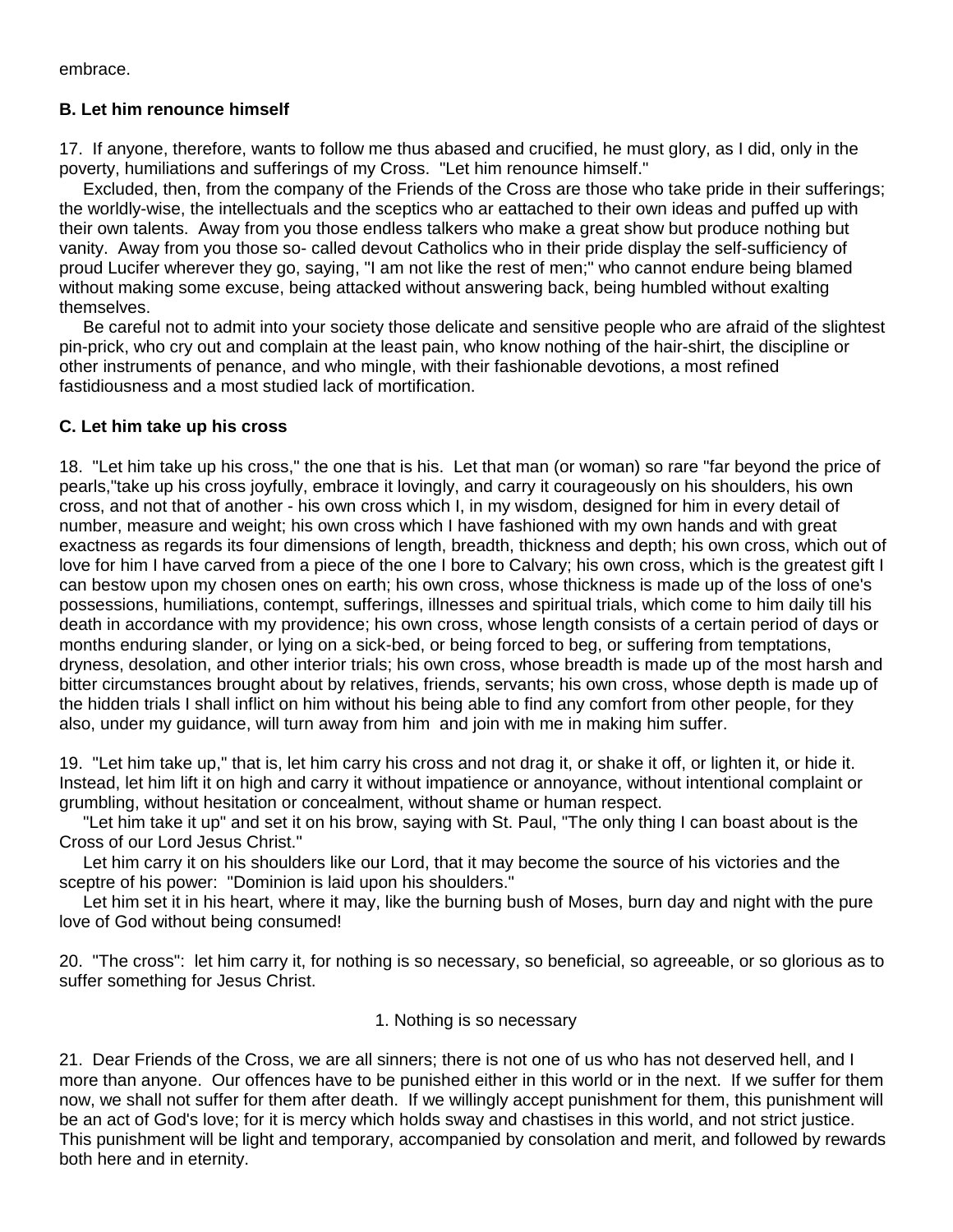embrace.

**B. Let him renounce himself**

17. If anyone, therefore, wants to follow me thus abased and crucified, he must glory, as I did, only in the poverty, humiliations and sufferings of my Cross. "Let him renounce himself."

Excluded, then, from the company of the Friends of the Cross are those who take pride in their sufferings; the worldly-wise, the intellectuals and the sceptics who ar eattached to their own ideas and puffed up with their own talents. Away from you those endless talkers who make a great show but produce nothing but vanity. Away from you those so- called devout Catholics who in their pride display the self-sufficiency of proud Lucifer wherever they go, saying, "I am not like the rest of men;" who cannot endure being blamed without making some excuse, being attacked without answering back, being humbled without exalting themselves.

Be careful not to admit into your society those delicate and sensitive people who are afraid of the slightest pin-prick, who cry out and complain at the least pain, who know nothing of the hair-shirt, the discipline or other instruments of penance, and who mingle, with their fashionable devotions, a most refined fastidiousness and a most studied lack of mortification.

**C. Let him take up his cross**

18. "Let him take up his cross," the one that is his. Let that man (or woman) so rare "far beyond the price of pearls,"take up his cross joyfully, embrace it lovingly, and carry it courageously on his shoulders, his own cross, and not that of another - his own cross which I, in my wisdom, designed for him in every detail of number, measure and weight; his own cross which I have fashioned with my own hands and with great exactness as regards its four dimensions of length, breadth, thickness and depth; his own cross, which out of love for him I have carved from a piece of the one I bore to Calvary; his own cross, which is the greatest gift I can bestow upon my chosen ones on earth; his own cross, whose thickness is made up of the loss of one's possessions, humiliations, contempt, sufferings, illnesses and spiritual trials, which come to him daily till his death in accordance with my providence; his own cross, whose length consists of a certain period of days or months enduring slander, or lying on a sick-bed, or being forced to beg, or suffering from temptations, dryness, desolation, and other interior trials; his own cross, whose breadth is made up of the most harsh and bitter circumstances brought about by relatives, friends, servants; his own cross, whose depth is made up of the hidden trials I shall inflict on him without his being able to find any comfort from other people, for they also, under my guidance, will turn away from him and join with me in making him suffer.

19. "Let him take up," that is, let him carry his cross and not drag it, or shake it off, or lighten it, or hide it. Instead, let him lift it on high and carry it without impatience or annoyance, without intentional complaint or grumbling, without hesitation or concealment, without shame or human respect.

"Let him take it up" and set it on his brow, saying with St. Paul, "The only thing I can boast about is the Cross of our Lord Jesus Christ."

Let him carry it on his shoulders like our Lord, that it may become the source of his victories and the sceptre of his power: "Dominion is laid upon his shoulders."

Let him set it in his heart, where it may, like the burning bush of Moses, burn day and night with the pure love of God without being consumed!

20. "The cross": let him carry it, for nothing is so necessary, so beneficial, so agreeable, or so glorious as to suffer something for Jesus Christ.

1. Nothing is so necessary

21. Dear Friends of the Cross, we are all sinners; there is not one of us who has not deserved hell, and I more than anyone. Our offences have to be punished either in this world or in the next. If we suffer for them now, we shall not suffer for them after death. If we willingly accept punishment for them, this punishment will be an act of God's love; for it is mercy which holds sway and chastises in this world, and not strict justice. This punishment will be light and temporary, accompanied by consolation and merit, and followed by rewards both here and in eternity.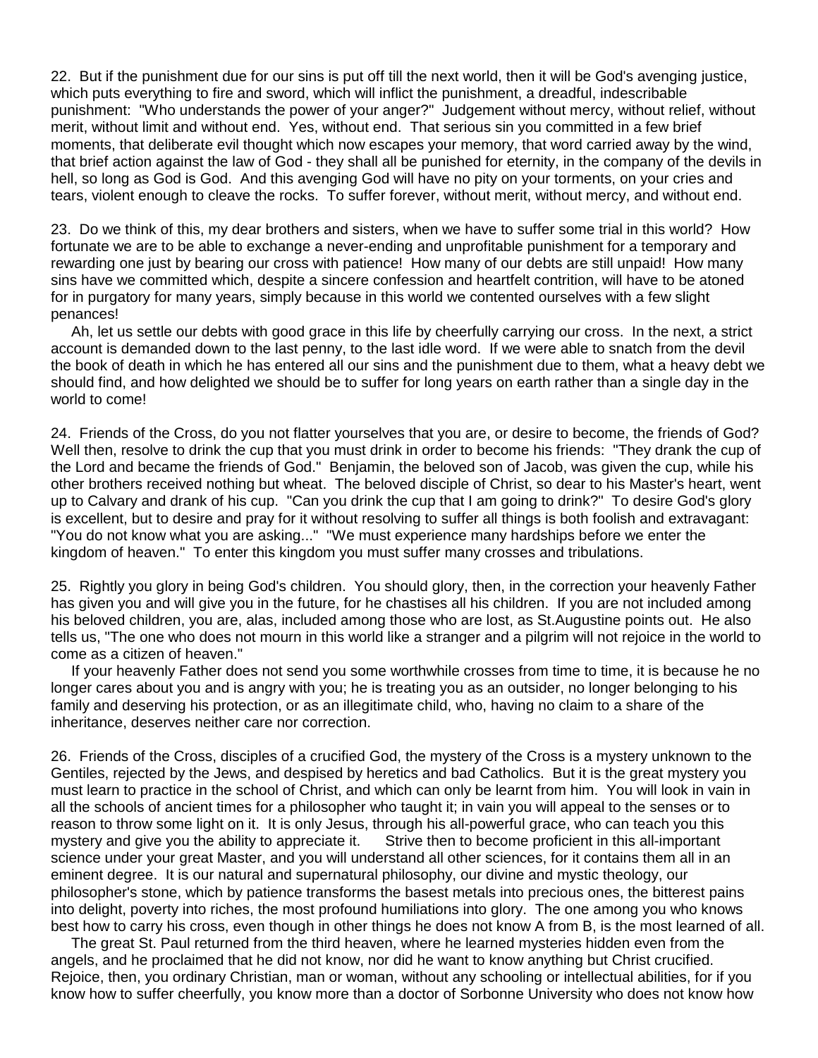22. But if the punishment due for our sins is put off till the next world, then it will be God's avenging justice, which puts everything to fire and sword, which will inflict the punishment, a dreadful, indescribable punishment: "Who understands the power of your anger?" Judgement without mercy, without relief, without merit, without limit and without end. Yes, without end. That serious sin you committed in a few brief moments, that deliberate evil thought which now escapes your memory, that word carried away by the wind, that brief action against the law of God - they shall all be punished for eternity, in the company of the devils in hell, so long as God is God. And this avenging God will have no pity on your torments, on your cries and tears, violent enough to cleave the rocks. To suffer forever, without merit, without mercy, and without end.

23. Do we think of this, my dear brothers and sisters, when we have to suffer some trial in this world? How fortunate we are to be able to exchange a never-ending and unprofitable punishment for a temporary and rewarding one just by bearing our cross with patience! How many of our debts are still unpaid! How many sins have we committed which, despite a sincere confession and heartfelt contrition, will have to be atoned for in purgatory for many years, simply because in this world we contented ourselves with a few slight penances!

Ah, let us settle our debts with good grace in this life by cheerfully carrying our cross. In the next, a strict account is demanded down to the last penny, to the last idle word. If we were able to snatch from the devil the book of death in which he has entered all our sins and the punishment due to them, what a heavy debt we should find, and how delighted we should be to suffer for long years on earth rather than a single day in the world to come!

24. Friends of the Cross, do you not flatter yourselves that you are, or desire to become, the friends of God? Well then, resolve to drink the cup that you must drink in order to become his friends: "They drank the cup of the Lord and became the friends of God." Benjamin, the beloved son of Jacob, was given the cup, while his other brothers received nothing but wheat. The beloved disciple of Christ, so dear to his Master's heart, went up to Calvary and drank of his cup. "Can you drink the cup that I am going to drink?" To desire God's glory is excellent, but to desire and pray for it without resolving to suffer all things is both foolish and extravagant: "You do not know what you are asking..." "We must experience many hardships before we enter the kingdom of heaven." To enter this kingdom you must suffer many crosses and tribulations.

25. Rightly you glory in being God's children. You should glory, then, in the correction your heavenly Father has given you and will give you in the future, for he chastises all his children. If you are not included among his beloved children, you are, alas, included among those who are lost, as St.Augustine points out. He also tells us, "The one who does not mourn in this world like a stranger and a pilgrim will not rejoice in the world to come as a citizen of heaven."

If your heavenly Father does not send you some worthwhile crosses from time to time, it is because he no longer cares about you and is angry with you; he is treating you as an outsider, no longer belonging to his family and deserving his protection, or as an illegitimate child, who, having no claim to a share of the inheritance, deserves neither care nor correction.

26. Friends of the Cross, disciples of a crucified God, the mystery of the Cross is a mystery unknown to the Gentiles, rejected by the Jews, and despised by heretics and bad Catholics. But it is the great mystery you must learn to practice in the school of Christ, and which can only be learnt from him. You will look in vain in all the schools of ancient times for a philosopher who taught it; in vain you will appeal to the senses or to reason to throw some light on it. It is only Jesus, through his all-powerful grace, who can teach you this mystery and give you the ability to appreciate it. Strive then to become proficient in this all-important science under your great Master, and you will understand all other sciences, for it contains them all in an eminent degree. It is our natural and supernatural philosophy, our divine and mystic theology, our philosopher's stone, which by patience transforms the basest metals into precious ones, the bitterest pains into delight, poverty into riches, the most profound humiliations into glory. The one among you who knows best how to carry his cross, even though in other things he does not know A from B, is the most learned of all.

The great St. Paul returned from the third heaven, where he learned mysteries hidden even from the angels, and he proclaimed that he did not know, nor did he want to know anything but Christ crucified. Rejoice, then, you ordinary Christian, man or woman, without any schooling or intellectual abilities, for if you know how to suffer cheerfully, you know more than a doctor of Sorbonne University who does not know how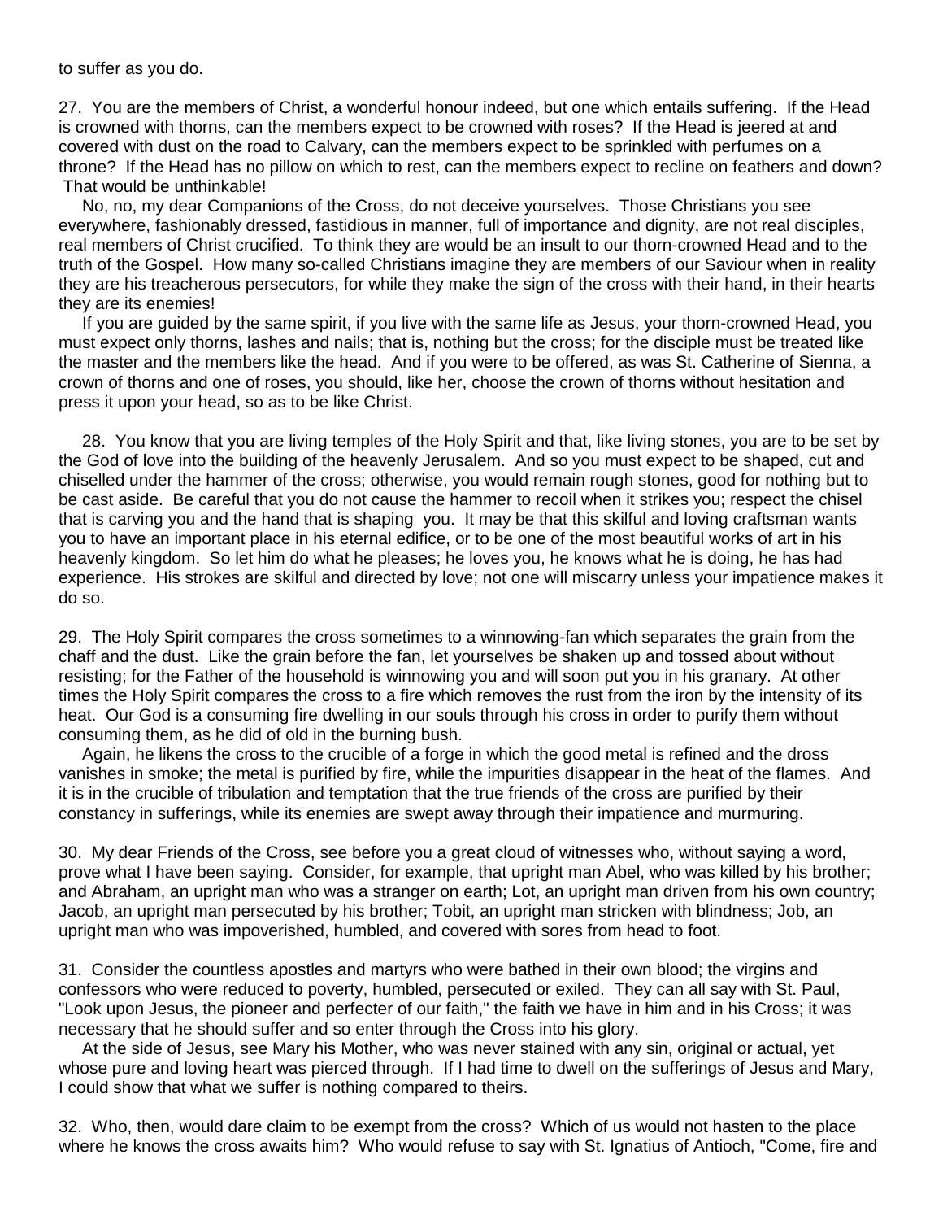to suffer as you do.

27. You are the members of Christ, a wonderful honour indeed, but one which entails suffering. If the Head is crowned with thorns, can the members expect to be crowned with roses? If the Head is jeered at and covered with dust on the road to Calvary, can the members expect to be sprinkled with perfumes on a throne? If the Head has no pillow on which to rest, can the members expect to recline on feathers and down? That would be unthinkable!

No, no, my dear Companions of the Cross, do not deceive yourselves. Those Christians you see everywhere, fashionably dressed, fastidious in manner, full of importance and dignity, are not real disciples, real members of Christ crucified. To think they are would be an insult to our thorn-crowned Head and to the truth of the Gospel. How many so-called Christians imagine they are members of our Saviour when in reality they are his treacherous persecutors, for while they make the sign of the cross with their hand, in their hearts they are its enemies!

If you are guided by the same spirit, if you live with the same life as Jesus, your thorn-crowned Head, you must expect only thorns, lashes and nails; that is, nothing but the cross; for the disciple must be treated like the master and the members like the head. And if you were to be offered, as was St. Catherine of Sienna, a crown of thorns and one of roses, you should, like her, choose the crown of thorns without hesitation and press it upon your head, so as to be like Christ.

28. You know that you are living temples of the Holy Spirit and that, like living stones, you are to be set by the God of love into the building of the heavenly Jerusalem. And so you must expect to be shaped, cut and chiselled under the hammer of the cross; otherwise, you would remain rough stones, good for nothing but to be cast aside. Be careful that you do not cause the hammer to recoil when it strikes you; respect the chisel that is carving you and the hand that is shaping you. It may be that this skilful and loving craftsman wants you to have an important place in his eternal edifice, or to be one of the most beautiful works of art in his heavenly kingdom. So let him do what he pleases; he loves you, he knows what he is doing, he has had experience. His strokes are skilful and directed by love; not one will miscarry unless your impatience makes it do so.

29. The Holy Spirit compares the cross sometimes to a winnowing-fan which separates the grain from the chaff and the dust. Like the grain before the fan, let yourselves be shaken up and tossed about without resisting; for the Father of the household is winnowing you and will soon put you in his granary. At other times the Holy Spirit compares the cross to a fire which removes the rust from the iron by the intensity of its heat. Our God is a consuming fire dwelling in our souls through his cross in order to purify them without consuming them, as he did of old in the burning bush.

Again, he likens the cross to the crucible of a forge in which the good metal is refined and the dross vanishes in smoke; the metal is purified by fire, while the impurities disappear in the heat of the flames. And it is in the crucible of tribulation and temptation that the true friends of the cross are purified by their constancy in sufferings, while its enemies are swept away through their impatience and murmuring.

30. My dear Friends of the Cross, see before you a great cloud of witnesses who, without saying a word, prove what I have been saying. Consider, for example, that upright man Abel, who was killed by his brother; and Abraham, an upright man who was a stranger on earth; Lot, an upright man driven from his own country; Jacob, an upright man persecuted by his brother; Tobit, an upright man stricken with blindness; Job, an upright man who was impoverished, humbled, and covered with sores from head to foot.

31. Consider the countless apostles and martyrs who were bathed in their own blood; the virgins and confessors who were reduced to poverty, humbled, persecuted or exiled. They can all say with St. Paul, "Look upon Jesus, the pioneer and perfecter of our faith," the faith we have in him and in his Cross; it was necessary that he should suffer and so enter through the Cross into his glory.

At the side of Jesus, see Mary his Mother, who was never stained with any sin, original or actual, yet whose pure and loving heart was pierced through. If I had time to dwell on the sufferings of Jesus and Mary, I could show that what we suffer is nothing compared to theirs.

32. Who, then, would dare claim to be exempt from the cross? Which of us would not hasten to the place where he knows the cross awaits him? Who would refuse to say with St. Ignatius of Antioch, "Come, fire and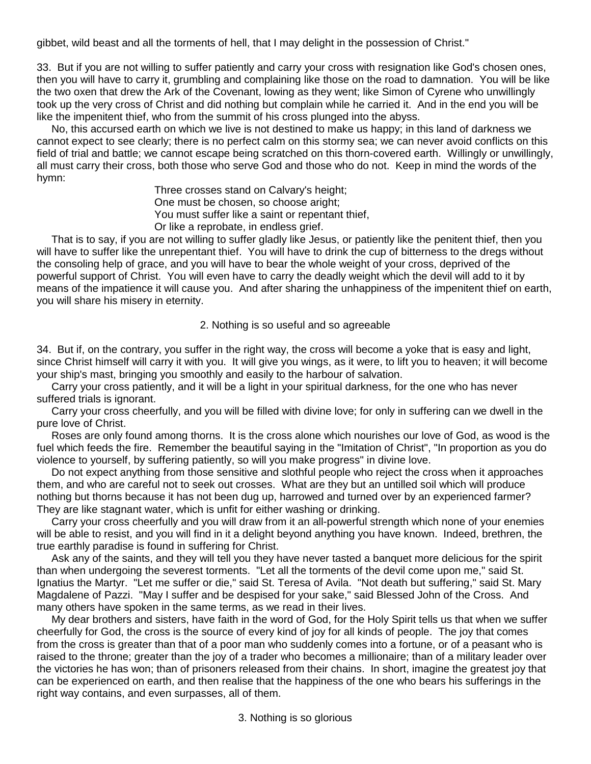gibbet, wild beast and all the torments of hell, that I may delight in the possession of Christ."

33. But if you are not willing to suffer patiently and carry your cross with resignation like God's chosen ones, then you will have to carry it, grumbling and complaining like those on the road to damnation. You will be like the two oxen that drew the Ark of the Covenant, lowing as they went; like Simon of Cyrene who unwillingly took up the very cross of Christ and did nothing but complain while he carried it. And in the end you will be like the impenitent thief, who from the summit of his cross plunged into the abyss.

No, this accursed earth on which we live is not destined to make us happy; in this land of darkness we cannot expect to see clearly; there is no perfect calm on this stormy sea; we can never avoid conflicts on this field of trial and battle; we cannot escape being scratched on this thorn-covered earth. Willingly or unwillingly, all must carry their cross, both those who serve God and those who do not. Keep in mind the words of the hymn:

> Three crosses stand on Calvary's height;
> One must be chosen, so choose aright;
> You must suffer like a saint or repentant thief,
> Or like a reprobate, in endless grief.

That is to say, if you are not willing to suffer gladly like Jesus, or patiently like the penitent thief, then you will have to suffer like the unrepentant thief. You will have to drink the cup of bitterness to the dregs without the consoling help of grace, and you will have to bear the whole weight of your cross, deprived of the powerful support of Christ. You will even have to carry the deadly weight which the devil will add to it by means of the impatience it will cause you. And after sharing the unhappiness of the impenitent thief on earth, you will share his misery in eternity.

### 2. Nothing is so useful and so agreeable

34. But if, on the contrary, you suffer in the right way, the cross will become a yoke that is easy and light, since Christ himself will carry it with you. It will give you wings, as it were, to lift you to heaven; it will become your ship's mast, bringing you smoothly and easily to the harbour of salvation.

Carry your cross patiently, and it will be a light in your spiritual darkness, for the one who has never suffered trials is ignorant.

Carry your cross cheerfully, and you will be filled with divine love; for only in suffering can we dwell in the pure love of Christ.

Roses are only found among thorns. It is the cross alone which nourishes our love of God, as wood is the fuel which feeds the fire. Remember the beautiful saying in the "Imitation of Christ", "In proportion as you do violence to yourself, by suffering patiently, so will you make progress" in divine love.

Do not expect anything from those sensitive and slothful people who reject the cross when it approaches them, and who are careful not to seek out crosses. What are they but an untilled soil which will produce nothing but thorns because it has not been dug up, harrowed and turned over by an experienced farmer? They are like stagnant water, which is unfit for either washing or drinking.

Carry your cross cheerfully and you will draw from it an all-powerful strength which none of your enemies will be able to resist, and you will find in it a delight beyond anything you have known. Indeed, brethren, the true earthly paradise is found in suffering for Christ.

Ask any of the saints, and they will tell you they have never tasted a banquet more delicious for the spirit than when undergoing the severest torments. "Let all the torments of the devil come upon me," said St. Ignatius the Martyr. "Let me suffer or die," said St. Teresa of Avila. "Not death but suffering," said St. Mary Magdalene of Pazzi. "May I suffer and be despised for your sake," said Blessed John of the Cross. And many others have spoken in the same terms, as we read in their lives.

My dear brothers and sisters, have faith in the word of God, for the Holy Spirit tells us that when we suffer cheerfully for God, the cross is the source of every kind of joy for all kinds of people. The joy that comes from the cross is greater than that of a poor man who suddenly comes into a fortune, or of a peasant who is raised to the throne; greater than the joy of a trader who becomes a millionaire; than of a military leader over the victories he has won; than of prisoners released from their chains. In short, imagine the greatest joy that can be experienced on earth, and then realise that the happiness of the one who bears his sufferings in the right way contains, and even surpasses, all of them.

### 3. Nothing is so glorious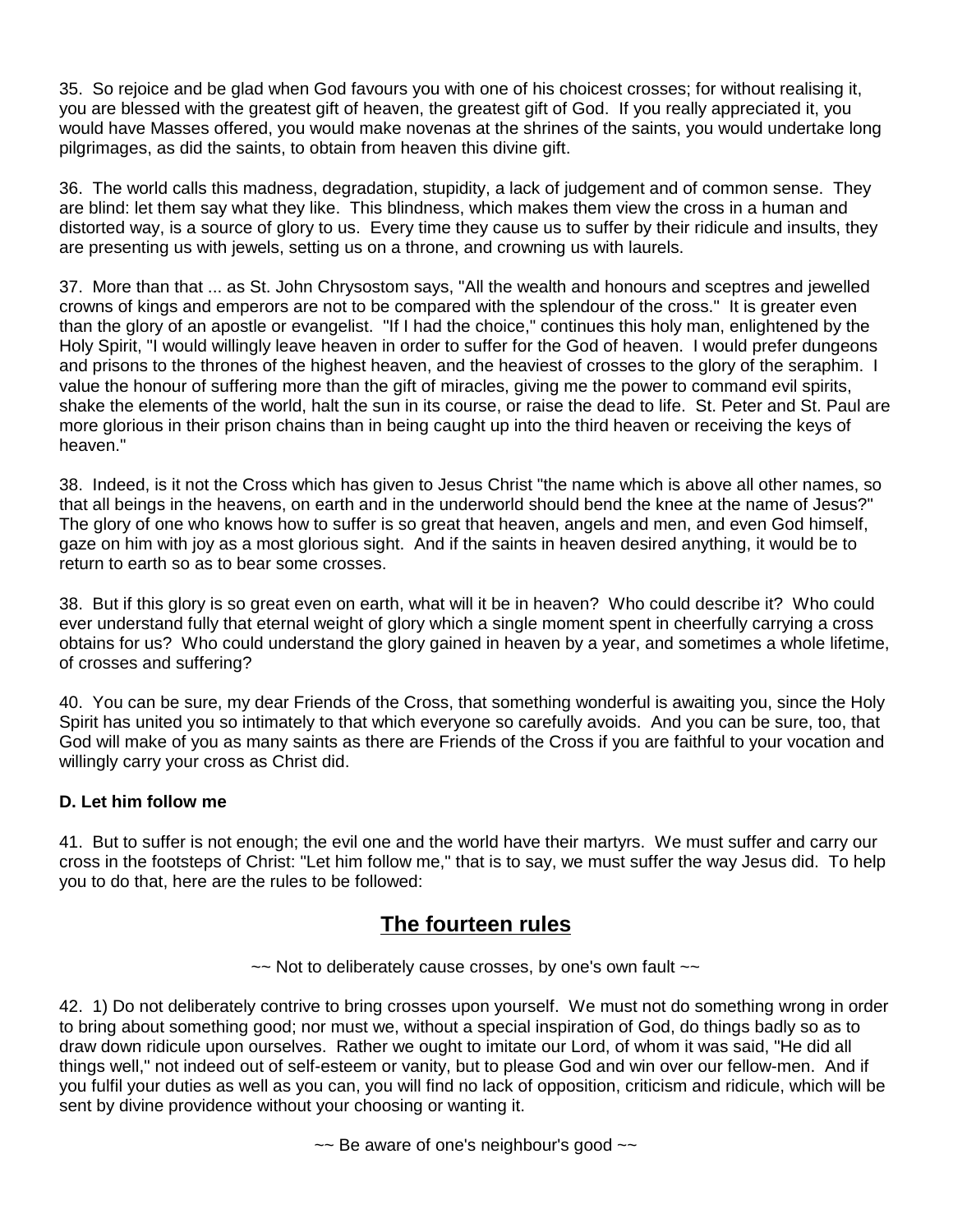35. So rejoice and be glad when God favours you with one of his choicest crosses; for without realising it, you are blessed with the greatest gift of heaven, the greatest gift of God. If you really appreciated it, you would have Masses offered, you would make novenas at the shrines of the saints, you would undertake long pilgrimages, as did the saints, to obtain from heaven this divine gift.

36. The world calls this madness, degradation, stupidity, a lack of judgement and of common sense. They are blind: let them say what they like. This blindness, which makes them view the cross in a human and distorted way, is a source of glory to us. Every time they cause us to suffer by their ridicule and insults, they are presenting us with jewels, setting us on a throne, and crowning us with laurels.

37. More than that ... as St. John Chrysostom says, "All the wealth and honours and sceptres and jewelled crowns of kings and emperors are not to be compared with the splendour of the cross." It is greater even than the glory of an apostle or evangelist. "If I had the choice," continues this holy man, enlightened by the Holy Spirit, "I would willingly leave heaven in order to suffer for the God of heaven. I would prefer dungeons and prisons to the thrones of the highest heaven, and the heaviest of crosses to the glory of the seraphim. I value the honour of suffering more than the gift of miracles, giving me the power to command evil spirits, shake the elements of the world, halt the sun in its course, or raise the dead to life. St. Peter and St. Paul are more glorious in their prison chains than in being caught up into the third heaven or receiving the keys of heaven."

38. Indeed, is it not the Cross which has given to Jesus Christ "the name which is above all other names, so that all beings in the heavens, on earth and in the underworld should bend the knee at the name of Jesus?" The glory of one who knows how to suffer is so great that heaven, angels and men, and even God himself, gaze on him with joy as a most glorious sight. And if the saints in heaven desired anything, it would be to return to earth so as to bear some crosses.

38. But if this glory is so great even on earth, what will it be in heaven? Who could describe it? Who could ever understand fully that eternal weight of glory which a single moment spent in cheerfully carrying a cross obtains for us? Who could understand the glory gained in heaven by a year, and sometimes a whole lifetime, of crosses and suffering?

40. You can be sure, my dear Friends of the Cross, that something wonderful is awaiting you, since the Holy Spirit has united you so intimately to that which everyone so carefully avoids. And you can be sure, too, that God will make of you as many saints as there are Friends of the Cross if you are faithful to your vocation and willingly carry your cross as Christ did.

**D. Let him follow me**

41. But to suffer is not enough; the evil one and the world have their martyrs. We must suffer and carry our cross in the footsteps of Christ: "Let him follow me," that is to say, we must suffer the way Jesus did. To help you to do that, here are the rules to be followed:

## The fourteen rules

~~ Not to deliberately cause crosses, by one's own fault ~~

42. 1) Do not deliberately contrive to bring crosses upon yourself. We must not do something wrong in order to bring about something good; nor must we, without a special inspiration of God, do things badly so as to draw down ridicule upon ourselves. Rather we ought to imitate our Lord, of whom it was said, "He did all things well," not indeed out of self-esteem or vanity, but to please God and win over our fellow-men. And if you fulfil your duties as well as you can, you will find no lack of opposition, criticism and ridicule, which will be sent by divine providence without your choosing or wanting it.

~~ Be aware of one's neighbour's good ~~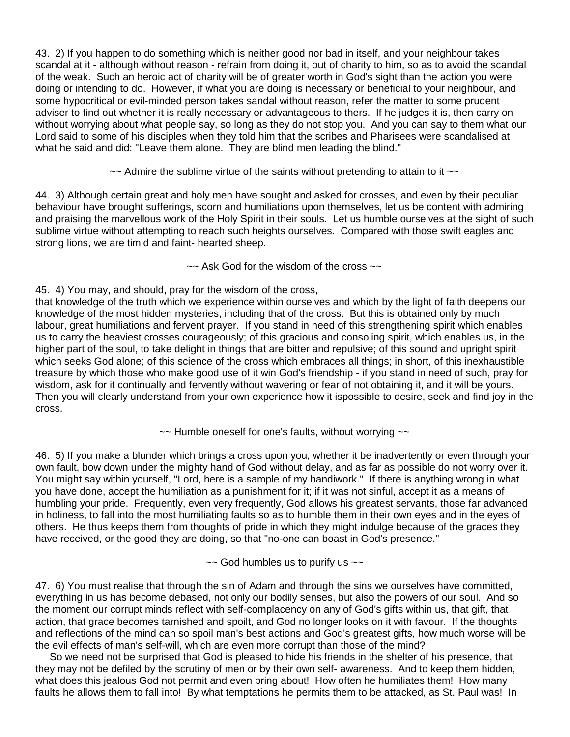43. 2) If you happen to do something which is neither good nor bad in itself, and your neighbour takes scandal at it - although without reason - refrain from doing it, out of charity to him, so as to avoid the scandal of the weak. Such an heroic act of charity will be of greater worth in God's sight than the action you were doing or intending to do. However, if what you are doing is necessary or beneficial to your neighbour, and some hypocritical or evil-minded person takes sandal without reason, refer the matter to some prudent adviser to find out whether it is really necessary or advantageous to thers. If he judges it is, then carry on without worrying about what people say, so long as they do not stop you. And you can say to them what our Lord said to some of his disciples when they told him that the scribes and Pharisees were scandalised at what he said and did: "Leave them alone. They are blind men leading the blind."

~~ Admire the sublime virtue of the saints without pretending to attain to it ~~

44. 3) Although certain great and holy men have sought and asked for crosses, and even by their peculiar behaviour have brought sufferings, scorn and humiliations upon themselves, let us be content with admiring and praising the marvellous work of the Holy Spirit in their souls. Let us humble ourselves at the sight of such sublime virtue without attempting to reach such heights ourselves. Compared with those swift eagles and strong lions, we are timid and faint- hearted sheep.

~~ Ask God for the wisdom of the cross ~~

45. 4) You may, and should, pray for the wisdom of the cross,
that knowledge of the truth which we experience within ourselves and which by the light of faith deepens our knowledge of the most hidden mysteries, including that of the cross. But this is obtained only by much labour, great humiliations and fervent prayer. If you stand in need of this strengthening spirit which enables us to carry the heaviest crosses courageously; of this gracious and consoling spirit, which enables us, in the higher part of the soul, to take delight in things that are bitter and repulsive; of this sound and upright spirit which seeks God alone; of this science of the cross which embraces all things; in short, of this inexhaustible treasure by which those who make good use of it win God's friendship - if you stand in need of such, pray for wisdom, ask for it continually and fervently without wavering or fear of not obtaining it, and it will be yours. Then you will clearly understand from your own experience how it ispossible to desire, seek and find joy in the cross.

~~ Humble oneself for one's faults, without worrying ~~

46. 5) If you make a blunder which brings a cross upon you, whether it be inadvertently or even through your own fault, bow down under the mighty hand of God without delay, and as far as possible do not worry over it. You might say within yourself, "Lord, here is a sample of my handiwork." If there is anything wrong in what you have done, accept the humiliation as a punishment for it; if it was not sinful, accept it as a means of humbling your pride. Frequently, even very frequently, God allows his greatest servants, those far advanced in holiness, to fall into the most humiliating faults so as to humble them in their own eyes and in the eyes of others. He thus keeps them from thoughts of pride in which they might indulge because of the graces they have received, or the good they are doing, so that "no-one can boast in God's presence."

~~ God humbles us to purify us ~~

47. 6) You must realise that through the sin of Adam and through the sins we ourselves have committed, everything in us has become debased, not only our bodily senses, but also the powers of our soul. And so the moment our corrupt minds reflect with self-complacency on any of God's gifts within us, that gift, that action, that grace becomes tarnished and spoilt, and God no longer looks on it with favour. If the thoughts and reflections of the mind can so spoil man's best actions and God's greatest gifts, how much worse will be the evil effects of man's self-will, which are even more corrupt than those of the mind?

So we need not be surprised that God is pleased to hide his friends in the shelter of his presence, that they may not be defiled by the scrutiny of men or by their own self- awareness. And to keep them hidden, what does this jealous God not permit and even bring about! How often he humiliates them! How many faults he allows them to fall into! By what temptations he permits them to be attacked, as St. Paul was! In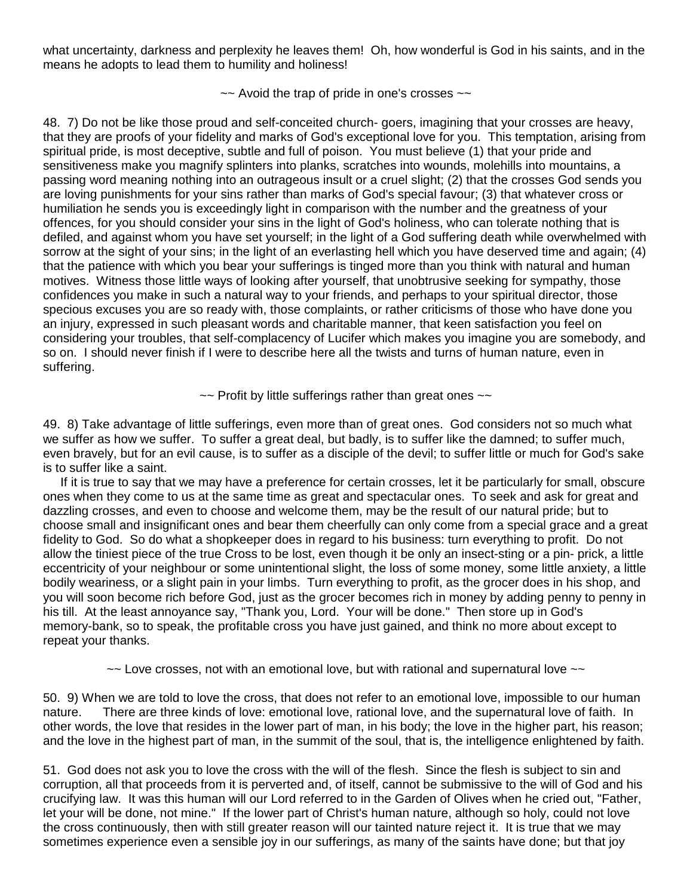what uncertainty, darkness and perplexity he leaves them! Oh, how wonderful is God in his saints, and in the means he adopts to lead them to humility and holiness!

~~ Avoid the trap of pride in one's crosses ~~

48. 7) Do not be like those proud and self-conceited church- goers, imagining that your crosses are heavy, that they are proofs of your fidelity and marks of God's exceptional love for you. This temptation, arising from spiritual pride, is most deceptive, subtle and full of poison. You must believe (1) that your pride and sensitiveness make you magnify splinters into planks, scratches into wounds, molehills into mountains, a passing word meaning nothing into an outrageous insult or a cruel slight; (2) that the crosses God sends you are loving punishments for your sins rather than marks of God's special favour; (3) that whatever cross or humiliation he sends you is exceedingly light in comparison with the number and the greatness of your offences, for you should consider your sins in the light of God's holiness, who can tolerate nothing that is defiled, and against whom you have set yourself; in the light of a God suffering death while overwhelmed with sorrow at the sight of your sins; in the light of an everlasting hell which you have deserved time and again; (4) that the patience with which you bear your sufferings is tinged more than you think with natural and human motives. Witness those little ways of looking after yourself, that unobtrusive seeking for sympathy, those confidences you make in such a natural way to your friends, and perhaps to your spiritual director, those specious excuses you are so ready with, those complaints, or rather criticisms of those who have done you an injury, expressed in such pleasant words and charitable manner, that keen satisfaction you feel on considering your troubles, that self-complacency of Lucifer which makes you imagine you are somebody, and so on. I should never finish if I were to describe here all the twists and turns of human nature, even in suffering.

~~ Profit by little sufferings rather than great ones ~~

49. 8) Take advantage of little sufferings, even more than of great ones. God considers not so much what we suffer as how we suffer. To suffer a great deal, but badly, is to suffer like the damned; to suffer much, even bravely, but for an evil cause, is to suffer as a disciple of the devil; to suffer little or much for God's sake is to suffer like a saint.

If it is true to say that we may have a preference for certain crosses, let it be particularly for small, obscure ones when they come to us at the same time as great and spectacular ones. To seek and ask for great and dazzling crosses, and even to choose and welcome them, may be the result of our natural pride; but to choose small and insignificant ones and bear them cheerfully can only come from a special grace and a great fidelity to God. So do what a shopkeeper does in regard to his business: turn everything to profit. Do not allow the tiniest piece of the true Cross to be lost, even though it be only an insect-sting or a pin- prick, a little eccentricity of your neighbour or some unintentional slight, the loss of some money, some little anxiety, a little bodily weariness, or a slight pain in your limbs. Turn everything to profit, as the grocer does in his shop, and you will soon become rich before God, just as the grocer becomes rich in money by adding penny to penny in his till. At the least annoyance say, "Thank you, Lord. Your will be done." Then store up in God's memory-bank, so to speak, the profitable cross you have just gained, and think no more about except to repeat your thanks.

~~ Love crosses, not with an emotional love, but with rational and supernatural love ~~

50. 9) When we are told to love the cross, that does not refer to an emotional love, impossible to our human nature. There are three kinds of love: emotional love, rational love, and the supernatural love of faith. In other words, the love that resides in the lower part of man, in his body; the love in the higher part, his reason; and the love in the highest part of man, in the summit of the soul, that is, the intelligence enlightened by faith.

51. God does not ask you to love the cross with the will of the flesh. Since the flesh is subject to sin and corruption, all that proceeds from it is perverted and, of itself, cannot be submissive to the will of God and his crucifying law. It was this human will our Lord referred to in the Garden of Olives when he cried out, "Father, let your will be done, not mine." If the lower part of Christ's human nature, although so holy, could not love the cross continuously, then with still greater reason will our tainted nature reject it. It is true that we may sometimes experience even a sensible joy in our sufferings, as many of the saints have done; but that joy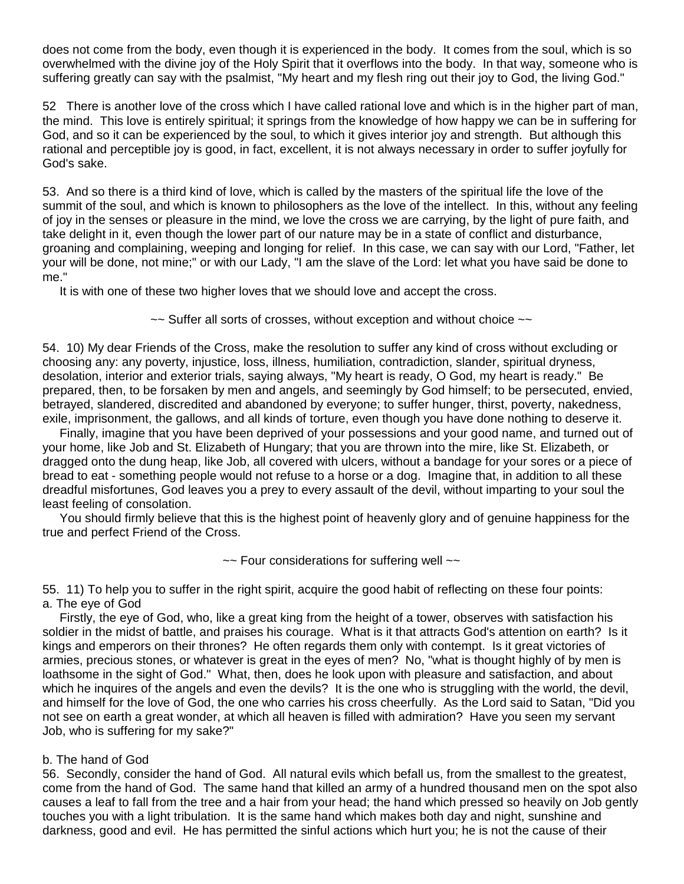does not come from the body, even though it is experienced in the body. It comes from the soul, which is so overwhelmed with the divine joy of the Holy Spirit that it overflows into the body. In that way, someone who is suffering greatly can say with the psalmist, "My heart and my flesh ring out their joy to God, the living God."

52 There is another love of the cross which I have called rational love and which is in the higher part of man, the mind. This love is entirely spiritual; it springs from the knowledge of how happy we can be in suffering for God, and so it can be experienced by the soul, to which it gives interior joy and strength. But although this rational and perceptible joy is good, in fact, excellent, it is not always necessary in order to suffer joyfully for God's sake.

53. And so there is a third kind of love, which is called by the masters of the spiritual life the love of the summit of the soul, and which is known to philosophers as the love of the intellect. In this, without any feeling of joy in the senses or pleasure in the mind, we love the cross we are carrying, by the light of pure faith, and take delight in it, even though the lower part of our nature may be in a state of conflict and disturbance, groaning and complaining, weeping and longing for relief. In this case, we can say with our Lord, "Father, let your will be done, not mine;" or with our Lady, "I am the slave of the Lord: let what you have said be done to me."

It is with one of these two higher loves that we should love and accept the cross.

~~ Suffer all sorts of crosses, without exception and without choice ~~

54. 10) My dear Friends of the Cross, make the resolution to suffer any kind of cross without excluding or choosing any: any poverty, injustice, loss, illness, humiliation, contradiction, slander, spiritual dryness, desolation, interior and exterior trials, saying always, "My heart is ready, O God, my heart is ready." Be prepared, then, to be forsaken by men and angels, and seemingly by God himself; to be persecuted, envied, betrayed, slandered, discredited and abandoned by everyone; to suffer hunger, thirst, poverty, nakedness, exile, imprisonment, the gallows, and all kinds of torture, even though you have done nothing to deserve it.

Finally, imagine that you have been deprived of your possessions and your good name, and turned out of your home, like Job and St. Elizabeth of Hungary; that you are thrown into the mire, like St. Elizabeth, or dragged onto the dung heap, like Job, all covered with ulcers, without a bandage for your sores or a piece of bread to eat - something people would not refuse to a horse or a dog. Imagine that, in addition to all these dreadful misfortunes, God leaves you a prey to every assault of the devil, without imparting to your soul the least feeling of consolation.

You should firmly believe that this is the highest point of heavenly glory and of genuine happiness for the true and perfect Friend of the Cross.

~~ Four considerations for suffering well ~~

55. 11) To help you to suffer in the right spirit, acquire the good habit of reflecting on these four points:

a. The eye of God

Firstly, the eye of God, who, like a great king from the height of a tower, observes with satisfaction his soldier in the midst of battle, and praises his courage. What is it that attracts God's attention on earth? Is it kings and emperors on their thrones? He often regards them only with contempt. Is it great victories of armies, precious stones, or whatever is great in the eyes of men? No, "what is thought highly of by men is loathsome in the sight of God." What, then, does he look upon with pleasure and satisfaction, and about which he inquires of the angels and even the devils? It is the one who is struggling with the world, the devil, and himself for the love of God, the one who carries his cross cheerfully. As the Lord said to Satan, "Did you not see on earth a great wonder, at which all heaven is filled with admiration? Have you seen my servant Job, who is suffering for my sake?"

b. The hand of God

56. Secondly, consider the hand of God. All natural evils which befall us, from the smallest to the greatest, come from the hand of God. The same hand that killed an army of a hundred thousand men on the spot also causes a leaf to fall from the tree and a hair from your head; the hand which pressed so heavily on Job gently touches you with a light tribulation. It is the same hand which makes both day and night, sunshine and darkness, good and evil. He has permitted the sinful actions which hurt you; he is not the cause of their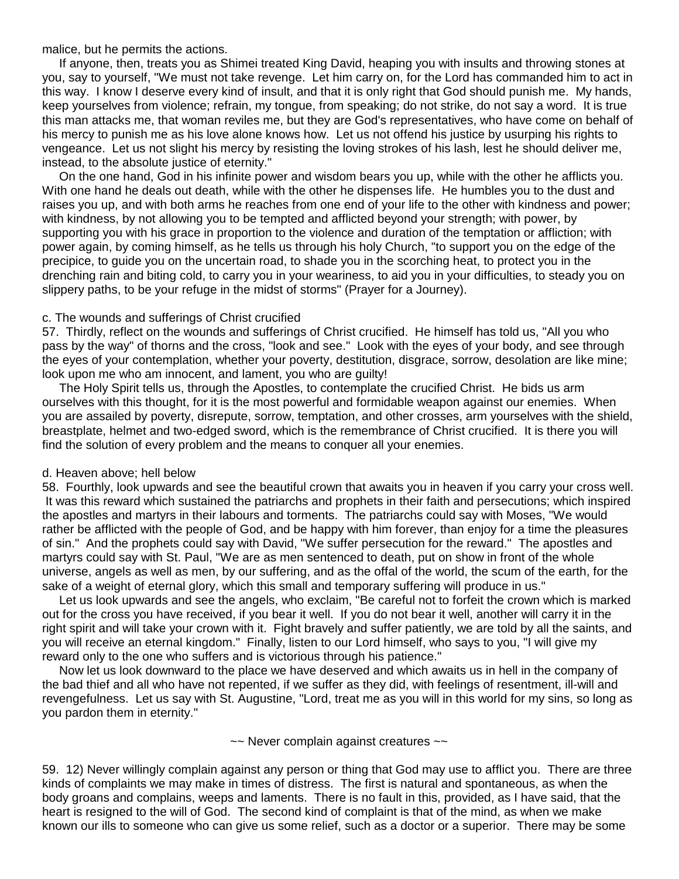malice, but he permits the actions.

If anyone, then, treats you as Shimei treated King David, heaping you with insults and throwing stones at you, say to yourself, "We must not take revenge. Let him carry on, for the Lord has commanded him to act in this way. I know I deserve every kind of insult, and that it is only right that God should punish me. My hands, keep yourselves from violence; refrain, my tongue, from speaking; do not strike, do not say a word. It is true this man attacks me, that woman reviles me, but they are God's representatives, who have come on behalf of his mercy to punish me as his love alone knows how. Let us not offend his justice by usurping his rights to vengeance. Let us not slight his mercy by resisting the loving strokes of his lash, lest he should deliver me, instead, to the absolute justice of eternity."

On the one hand, God in his infinite power and wisdom bears you up, while with the other he afflicts you. With one hand he deals out death, while with the other he dispenses life. He humbles you to the dust and raises you up, and with both arms he reaches from one end of your life to the other with kindness and power; with kindness, by not allowing you to be tempted and afflicted beyond your strength; with power, by supporting you with his grace in proportion to the violence and duration of the temptation or affliction; with power again, by coming himself, as he tells us through his holy Church, "to support you on the edge of the precipice, to guide you on the uncertain road, to shade you in the scorching heat, to protect you in the drenching rain and biting cold, to carry you in your weariness, to aid you in your difficulties, to steady you on slippery paths, to be your refuge in the midst of storms" (Prayer for a Journey).

c. The wounds and sufferings of Christ crucified

57. Thirdly, reflect on the wounds and sufferings of Christ crucified. He himself has told us, "All you who pass by the way" of thorns and the cross, "look and see." Look with the eyes of your body, and see through the eyes of your contemplation, whether your poverty, destitution, disgrace, sorrow, desolation are like mine; look upon me who am innocent, and lament, you who are guilty!

The Holy Spirit tells us, through the Apostles, to contemplate the crucified Christ. He bids us arm ourselves with this thought, for it is the most powerful and formidable weapon against our enemies. When you are assailed by poverty, disrepute, sorrow, temptation, and other crosses, arm yourselves with the shield, breastplate, helmet and two-edged sword, which is the remembrance of Christ crucified. It is there you will find the solution of every problem and the means to conquer all your enemies.

d. Heaven above; hell below

58. Fourthly, look upwards and see the beautiful crown that awaits you in heaven if you carry your cross well. It was this reward which sustained the patriarchs and prophets in their faith and persecutions; which inspired the apostles and martyrs in their labours and torments. The patriarchs could say with Moses, "We would rather be afflicted with the people of God, and be happy with him forever, than enjoy for a time the pleasures of sin." And the prophets could say with David, "We suffer persecution for the reward." The apostles and martyrs could say with St. Paul, "We are as men sentenced to death, put on show in front of the whole universe, angels as well as men, by our suffering, and as the offal of the world, the scum of the earth, for the sake of a weight of eternal glory, which this small and temporary suffering will produce in us."

Let us look upwards and see the angels, who exclaim, "Be careful not to forfeit the crown which is marked out for the cross you have received, if you bear it well. If you do not bear it well, another will carry it in the right spirit and will take your crown with it. Fight bravely and suffer patiently, we are told by all the saints, and you will receive an eternal kingdom." Finally, listen to our Lord himself, who says to you, "I will give my reward only to the one who suffers and is victorious through his patience."

Now let us look downward to the place we have deserved and which awaits us in hell in the company of the bad thief and all who have not repented, if we suffer as they did, with feelings of resentment, ill-will and revengefulness. Let us say with St. Augustine, "Lord, treat me as you will in this world for my sins, so long as you pardon them in eternity."

~~ Never complain against creatures ~~

59. 12) Never willingly complain against any person or thing that God may use to afflict you. There are three kinds of complaints we may make in times of distress. The first is natural and spontaneous, as when the body groans and complains, weeps and laments. There is no fault in this, provided, as I have said, that the heart is resigned to the will of God. The second kind of complaint is that of the mind, as when we make known our ills to someone who can give us some relief, such as a doctor or a superior. There may be some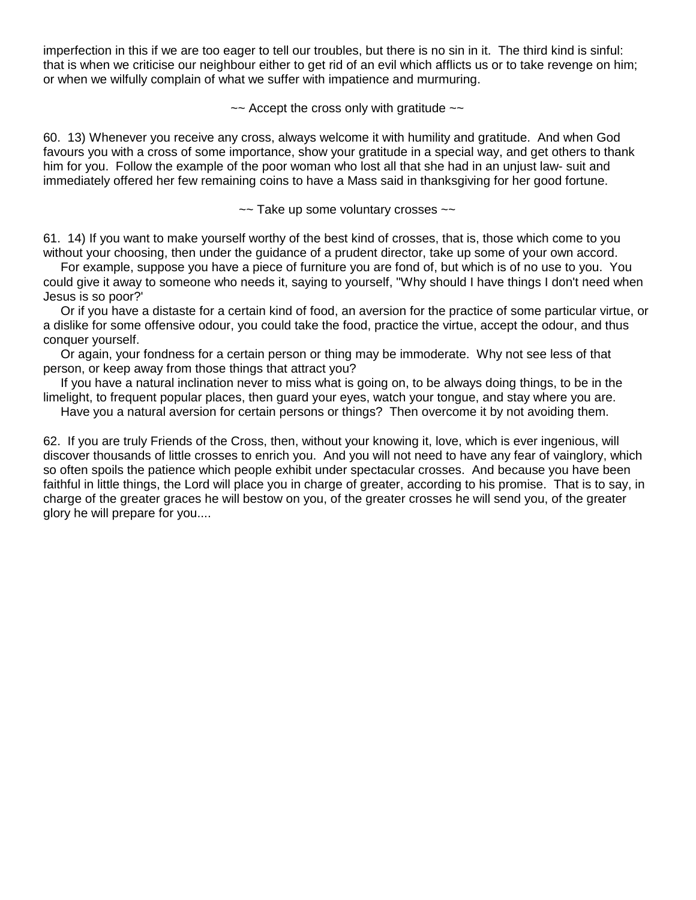imperfection in this if we are too eager to tell our troubles, but there is no sin in it. The third kind is sinful: that is when we criticise our neighbour either to get rid of an evil which afflicts us or to take revenge on him; or when we wilfully complain of what we suffer with impatience and murmuring.

~~ Accept the cross only with gratitude ~~

60. 13) Whenever you receive any cross, always welcome it with humility and gratitude. And when God favours you with a cross of some importance, show your gratitude in a special way, and get others to thank him for you. Follow the example of the poor woman who lost all that she had in an unjust law- suit and immediately offered her few remaining coins to have a Mass said in thanksgiving for her good fortune.

~~ Take up some voluntary crosses ~~

61. 14) If you want to make yourself worthy of the best kind of crosses, that is, those which come to you without your choosing, then under the guidance of a prudent director, take up some of your own accord.

For example, suppose you have a piece of furniture you are fond of, but which is of no use to you. You could give it away to someone who needs it, saying to yourself, "Why should I have things I don't need when Jesus is so poor?'

Or if you have a distaste for a certain kind of food, an aversion for the practice of some particular virtue, or a dislike for some offensive odour, you could take the food, practice the virtue, accept the odour, and thus conquer yourself.

Or again, your fondness for a certain person or thing may be immoderate. Why not see less of that person, or keep away from those things that attract you?

If you have a natural inclination never to miss what is going on, to be always doing things, to be in the limelight, to frequent popular places, then guard your eyes, watch your tongue, and stay where you are.

Have you a natural aversion for certain persons or things? Then overcome it by not avoiding them.

62. If you are truly Friends of the Cross, then, without your knowing it, love, which is ever ingenious, will discover thousands of little crosses to enrich you. And you will not need to have any fear of vainglory, which so often spoils the patience which people exhibit under spectacular crosses. And because you have been faithful in little things, the Lord will place you in charge of greater, according to his promise. That is to say, in charge of the greater graces he will bestow on you, of the greater crosses he will send you, of the greater glory he will prepare for you....